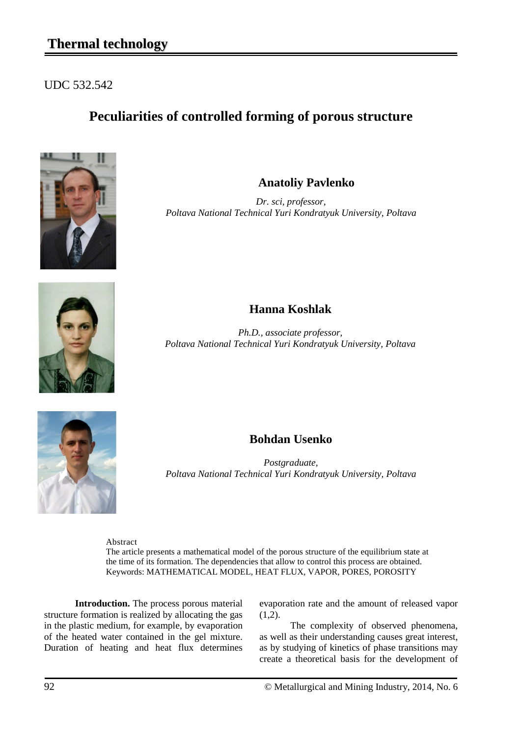UDC 532.542

# Peculiarities of controlled forming of porous structure

### Anatoliy Pavlenko

*Dr. sci, professor,*
*Poltava National Technical Yuri Kondratyuk University, Poltava*

### Hanna Koshlak

*Ph.D., associate professor,*
*Poltava National Technical Yuri Kondratyuk University, Poltava*

### Bohdan Usenko

*Postgraduate,*
*Poltava National Technical Yuri Kondratyuk University, Poltava*

Abstract
The article presents a mathematical model of the porous structure of the equilibrium state at the time of its formation. The dependencies that allow to control this process are obtained.
Keywords: MATHEMATICAL MODEL, HEAT FLUX, VAPOR, PORES, POROSITY

**Introduction.** The process porous material structure formation is realized by allocating the gas in the plastic medium, for example, by evaporation of the heated water contained in the gel mixture. Duration of heating and heat flux determines evaporation rate and the amount of released vapor (1,2).

The complexity of observed phenomena, as well as their understanding causes great interest, as by studying of kinetics of phase transitions may create a theoretical basis for the development of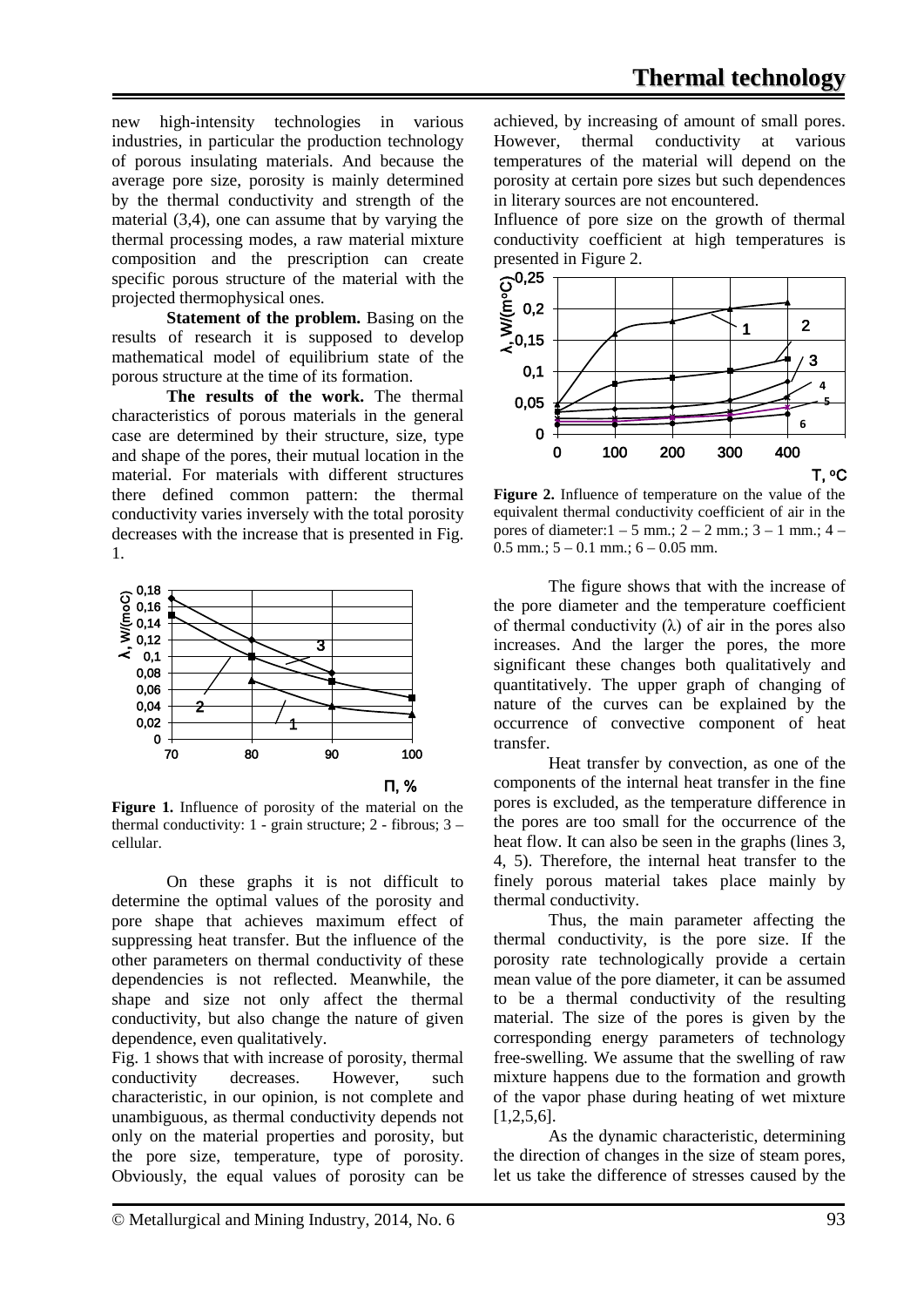new high-intensity technologies in various industries, in particular the production technology of porous insulating materials. And because the average pore size, porosity is mainly determined by the thermal conductivity and strength of the material (3,4), one can assume that by varying the thermal processing modes, a raw material mixture composition and the prescription can create specific porous structure of the material with the projected thermophysical ones.

**Statement of the problem.** Basing on the results of research it is supposed to develop mathematical model of equilibrium state of the porous structure at the time of its formation.

**The results of the work.** The thermal characteristics of porous materials in the general case are determined by their structure, size, type and shape of the pores, their mutual location in the material. For materials with different structures there defined common pattern: the thermal conductivity varies inversely with the total porosity decreases with the increase that is presented in Fig. 1.

**Figure 1.** Influence of porosity of the material on the thermal conductivity: 1 - grain structure; 2 - fibrous; 3 – cellular.

On these graphs it is not difficult to determine the optimal values of the porosity and pore shape that achieves maximum effect of suppressing heat transfer. But the influence of the other parameters on thermal conductivity of these dependencies is not reflected. Meanwhile, the shape and size not only affect the thermal conductivity, but also change the nature of given dependence, even qualitatively.

Fig. 1 shows that with increase of porosity, thermal conductivity decreases. However, such characteristic, in our opinion, is not complete and unambiguous, as thermal conductivity depends not only on the material properties and porosity, but the pore size, temperature, type of porosity. Obviously, the equal values of porosity can be achieved, by increasing of amount of small pores. However, thermal conductivity at various temperatures of the material will depend on the porosity at certain pore sizes but such dependences in literary sources are not encountered.

Influence of pore size on the growth of thermal conductivity coefficient at high temperatures is presented in Figure 2.

**Figure 2.** Influence of temperature on the value of the equivalent thermal conductivity coefficient of air in the pores of diameter:1 – 5 mm.; 2 – 2 mm.; 3 – 1 mm.; 4 – 0.5 mm.; 5 – 0.1 mm.; 6 – 0.05 mm.

The figure shows that with the increase of the pore diameter and the temperature coefficient of thermal conductivity (λ) of air in the pores also increases. And the larger the pores, the more significant these changes both qualitatively and quantitatively. The upper graph of changing of nature of the curves can be explained by the occurrence of convective component of heat transfer.

Heat transfer by convection, as one of the components of the internal heat transfer in the fine pores is excluded, as the temperature difference in the pores are too small for the occurrence of the heat flow. It can also be seen in the graphs (lines 3, 4, 5). Therefore, the internal heat transfer to the finely porous material takes place mainly by thermal conductivity.

Thus, the main parameter affecting the thermal conductivity, is the pore size. If the porosity rate technologically provide a certain mean value of the pore diameter, it can be assumed to be a thermal conductivity of the resulting material. The size of the pores is given by the corresponding energy parameters of technology free-swelling. We assume that the swelling of raw mixture happens due to the formation and growth of the vapor phase during heating of wet mixture [1,2,5,6].

As the dynamic characteristic, determining the direction of changes in the size of steam pores, let us take the difference of stresses caused by the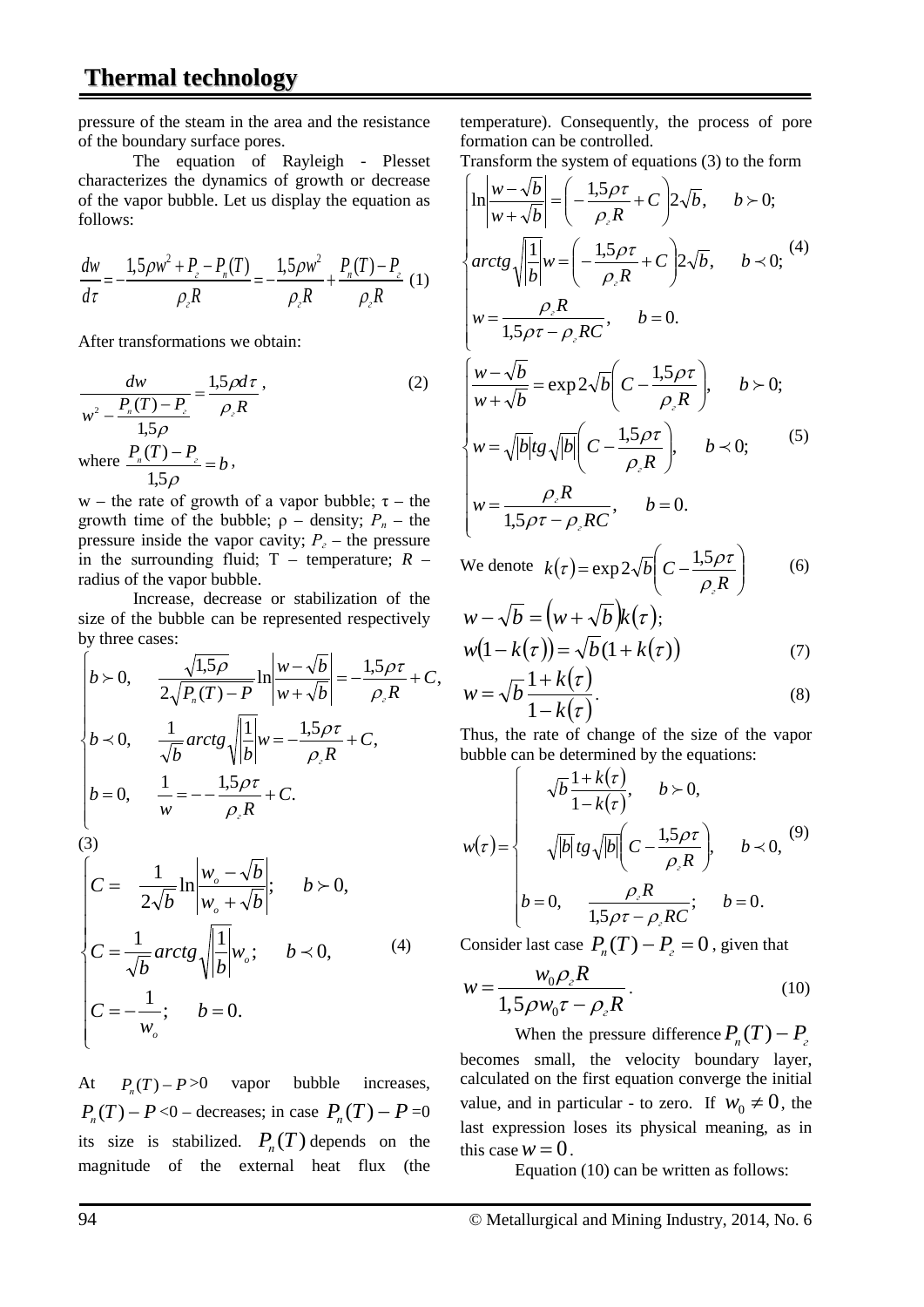pressure of the steam in the area and the resistance of the boundary surface pores.

The equation of Rayleigh - Plesset characterizes the dynamics of growth or decrease of the vapor bubble. Let us display the equation as follows:

$$\frac{dw}{d\tau}=-\frac{1{,}5\rho w^2+P_г-P_п(T)}{\rho_г R}=-\frac{1{,}5\rho w^2}{\rho_г R}+\frac{P_п(T)-P_г}{\rho_г R} \quad (1)$$

After transformations we obtain:

$$\frac{dw}{w^2-\frac{P_п(T)-P_г}{1{,}5\rho}}=\frac{1{,}5\rho d\tau}{\rho_г R}, \quad (2)$$

where $\frac{P_п(T)-P_г}{1{,}5\rho}=b$,

w – the rate of growth of a vapor bubble; τ – the growth time of the bubble; ρ – density; $P_n$ – the pressure inside the vapor cavity; $P_г$ – the pressure in the surrounding fluid; T – temperature; $R$ – radius of the vapor bubble.

Increase, decrease or stabilization of the size of the bubble can be represented respectively by three cases:

$$\begin{cases} b\succ 0, & \frac{\sqrt{1{,}5\rho}}{2\sqrt{P_п(T)-P}}\ln\left|\frac{w-\sqrt{b}}{w+\sqrt{b}}\right|=-\frac{1{,}5\rho\tau}{\rho_г R}+C, \\ b\prec 0, & \frac{1}{\sqrt{b}}arctg\sqrt{\left|\frac{1}{b}\right|}w=-\frac{1{,}5\rho\tau}{\rho_г R}+C, \\ b=0, & \frac{1}{w}=--\frac{1{,}5\rho\tau}{\rho_г R}+C. \end{cases}$$

(3)

$$\begin{cases} C=\frac{1}{2\sqrt{b}}\ln\left|\frac{w_o-\sqrt{b}}{w_o+\sqrt{b}}\right|; & b\succ 0, \\ C=\frac{1}{\sqrt{b}}arctg\sqrt{\left|\frac{1}{b}\right|}w_o; & b\prec 0, \\ C=-\frac{1}{w_o}; & b=0. \end{cases} \quad (4)$$

At $P_п(T)-P>0$ vapor bubble increases, $P_п(T)-P<0$ – decreases; in case $P_п(T)-P=0$ its size is stabilized. $P_п(T)$ depends on the magnitude of the external heat flux (the temperature). Consequently, the process of pore formation can be controlled.

Transform the system of equations (3) to the form

$$\begin{cases} \ln\left|\frac{w-\sqrt{b}}{w+\sqrt{b}}\right|=\left(-\frac{1{,}5\rho\tau}{\rho_г R}+C\right)2\sqrt{b}, & b\succ 0; \\ arctg\sqrt{\left|\frac{1}{b}\right|}w=\left(-\frac{1{,}5\rho\tau}{\rho_г R}+C\right)2\sqrt{b}, & b\prec 0; \\ w=\frac{\rho_г R}{1{,}5\rho\tau-\rho_г RC}, & b=0. \end{cases} \quad (4)$$

$$\begin{cases} \frac{w-\sqrt{b}}{w+\sqrt{b}}=\exp 2\sqrt{b}\left(C-\frac{1{,}5\rho\tau}{\rho_г R}\right), & b\succ 0; \\ w=\sqrt{|b|}tg\sqrt{|b|}\left(C-\frac{1{,}5\rho\tau}{\rho_г R}\right), & b\prec 0; \\ w=\frac{\rho_г R}{1{,}5\rho\tau-\rho_г RC}, & b=0. \end{cases} \quad (5)$$

We denote $k(\tau)=\exp 2\sqrt{b}\left(C-\frac{1{,}5\rho\tau}{\rho_г R}\right)$ (6)

$$w-\sqrt{b}=\left(w+\sqrt{b}\right)k(\tau);$$

$$w(1-k(\tau))=\sqrt{b}(1+k(\tau)) \quad (7)$$

$$w=\sqrt{b}\frac{1+k(\tau)}{1-k(\tau)}. \quad (8)$$

Thus, the rate of change of the size of the vapor bubble can be determined by the equations:

$$w(\tau)=\begin{cases} \sqrt{b}\frac{1+k(\tau)}{1-k(\tau)}, & b\succ 0, \\ \sqrt{|b|}\,tg\sqrt{|b|}\left(C-\frac{1{,}5\rho\tau}{\rho_г R}\right), & b\prec 0, \\ b=0, \quad \frac{\rho_г R}{1{,}5\rho\tau-\rho_г RC}; & b=0. \end{cases} \quad (9)$$

Consider last case $P_п(T)-P_г=0$, given that

$$w=\frac{w_0\rho_г R}{1{,}5\rho w_0\tau-\rho_г R}. \quad (10)$$

When the pressure difference $P_п(T)-P_г$ becomes small, the velocity boundary layer, calculated on the first equation converge the initial value, and in particular - to zero. If $w_0\neq 0$, the last expression loses its physical meaning, as in this case $w=0$.

Equation (10) can be written as follows: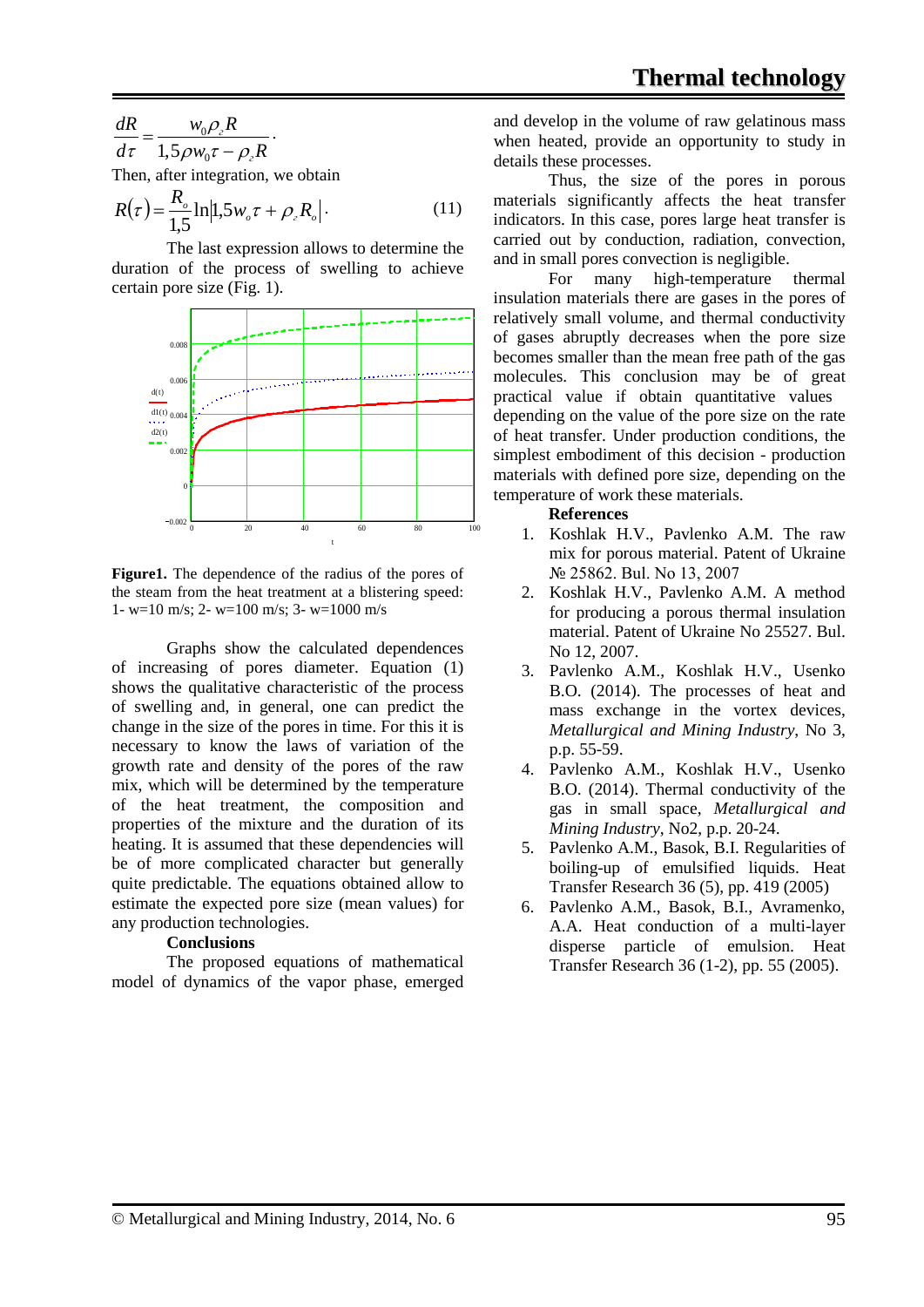$$\frac{dR}{d\tau} = \frac{w_0 \rho_г R}{1{,}5 \rho w_0 \tau - \rho_г R}.$$

Then, after integration, we obtain

$$R(\tau) = \frac{R_o}{1{,}5} \ln\left|1{,}5 w_o \tau + \rho_г R_o\right|. \tag{11}$$

The last expression allows to determine the duration of the process of swelling to achieve certain pore size (Fig. 1).

0.008
0.006
0.004
0.002
0
−0.002
d(t)
d1(t)
d2(t)
0
20
40
60
80
100
t

**Figure1.** The dependence of the radius of the pores of the steam from the heat treatment at a blistering speed: 1- w=10 m/s; 2- w=100 m/s; 3- w=1000 m/s

Graphs show the calculated dependences of increasing of pores diameter. Equation (1) shows the qualitative characteristic of the process of swelling and, in general, one can predict the change in the size of the pores in time. For this it is necessary to know the laws of variation of the growth rate and density of the pores of the raw mix, which will be determined by the temperature of the heat treatment, the composition and properties of the mixture and the duration of its heating. It is assumed that these dependencies will be of more complicated character but generally quite predictable. The equations obtained allow to estimate the expected pore size (mean values) for any production technologies.

## Conclusions

The proposed equations of mathematical model of dynamics of the vapor phase, emerged and develop in the volume of raw gelatinous mass when heated, provide an opportunity to study in details these processes.

Thus, the size of the pores in porous materials significantly affects the heat transfer indicators. In this case, pores large heat transfer is carried out by conduction, radiation, convection, and in small pores convection is negligible.

For many high-temperature thermal insulation materials there are gases in the pores of relatively small volume, and thermal conductivity of gases abruptly decreases when the pore size becomes smaller than the mean free path of the gas molecules. This conclusion may be of great practical value if obtain quantitative values depending on the value of the pore size on the rate of heat transfer. Under production conditions, the simplest embodiment of this decision - production materials with defined pore size, depending on the temperature of work these materials.

## References

1. Koshlak H.V., Pavlenko A.M. The raw mix for porous material. Patent of Ukraine № 25862. Bul. No 13, 2007
2. Koshlak H.V., Pavlenko A.M. A method for producing a porous thermal insulation material. Patent of Ukraine No 25527. Bul. No 12, 2007.
3. Pavlenko A.M., Koshlak H.V., Usenko B.O. (2014). The processes of heat and mass exchange in the vortex devices, *Metallurgical and Mining Industry*, No 3, p.p. 55-59.
4. Pavlenko A.M., Koshlak H.V., Usenko B.O. (2014). Thermal conductivity of the gas in small space, *Metallurgical and Mining Industry*, No2, p.p. 20-24.
5. Pavlenko A.M., Basok, B.I. Regularities of boiling-up of emulsified liquids. Heat Transfer Research 36 (5), pp. 419 (2005)
6. Pavlenko A.M., Basok, B.I., Avramenko, A.A. Heat conduction of a multi-layer disperse particle of emulsion. Heat Transfer Research 36 (1-2), pp. 55 (2005).